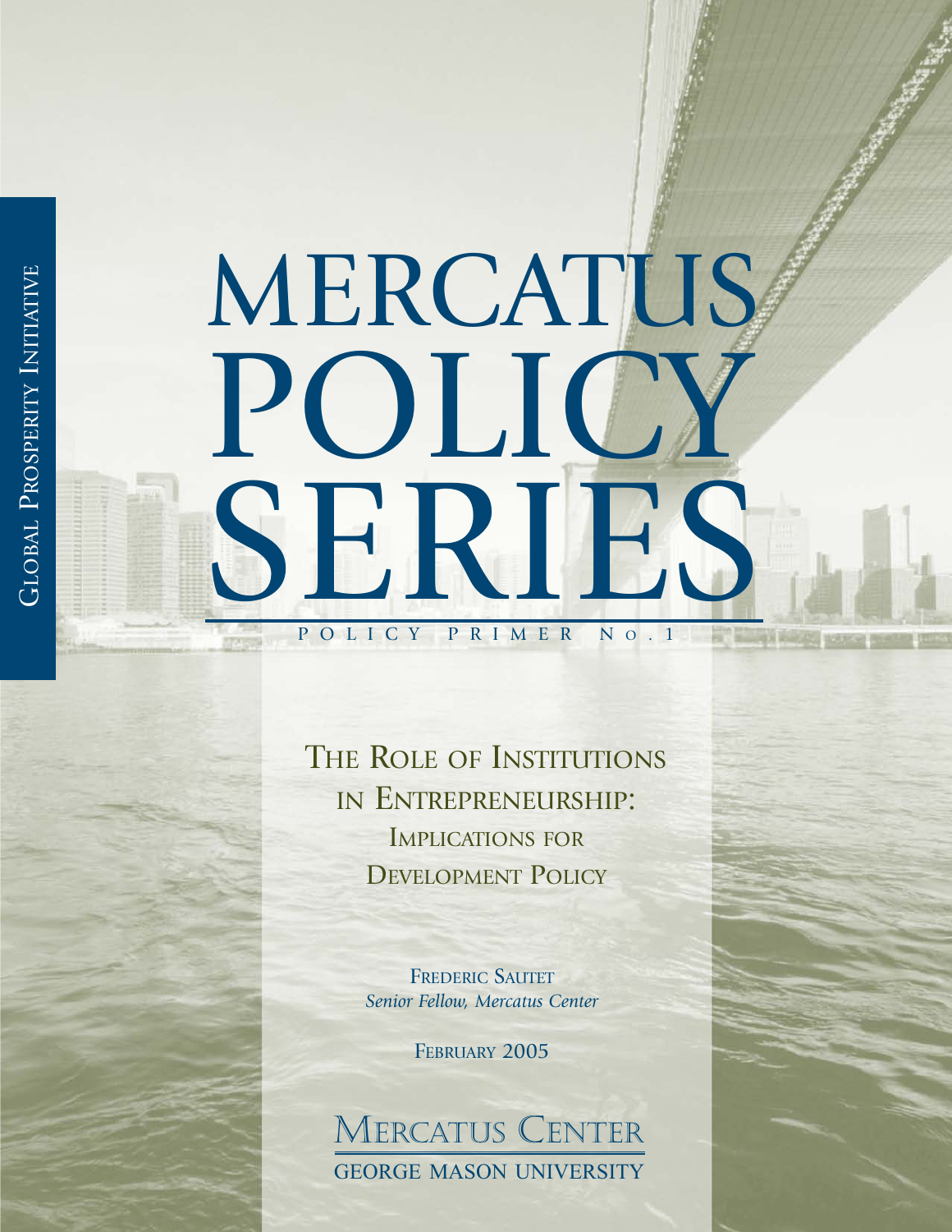Global Prosperity Initiative

# MERCATUS POLICY SERIES

POLICY PRIMER No. 1

## The Role of Institutions in Entrepreneurship: Implications for Development Policy

Frederic Sautet
*Senior Fellow, Mercatus Center*

February 2005

Mercatus Center
George Mason University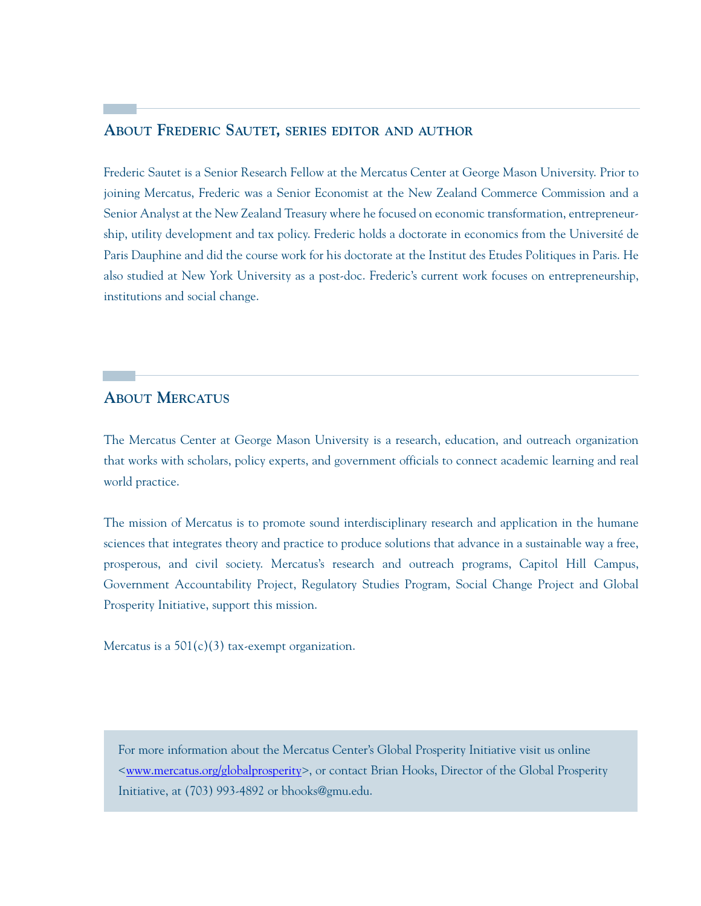## About Frederic Sautet, series editor and author

Frederic Sautet is a Senior Research Fellow at the Mercatus Center at George Mason University. Prior to joining Mercatus, Frederic was a Senior Economist at the New Zealand Commerce Commission and a Senior Analyst at the New Zealand Treasury where he focused on economic transformation, entrepreneurship, utility development and tax policy. Frederic holds a doctorate in economics from the Université de Paris Dauphine and did the course work for his doctorate at the Institut des Etudes Politiques in Paris. He also studied at New York University as a post-doc. Frederic's current work focuses on entrepreneurship, institutions and social change.

## About Mercatus

The Mercatus Center at George Mason University is a research, education, and outreach organization that works with scholars, policy experts, and government officials to connect academic learning and real world practice.

The mission of Mercatus is to promote sound interdisciplinary research and application in the humane sciences that integrates theory and practice to produce solutions that advance in a sustainable way a free, prosperous, and civil society. Mercatus's research and outreach programs, Capitol Hill Campus, Government Accountability Project, Regulatory Studies Program, Social Change Project and Global Prosperity Initiative, support this mission.

Mercatus is a 501(c)(3) tax-exempt organization.

For more information about the Mercatus Center's Global Prosperity Initiative visit us online <www.mercatus.org/globalprosperity>, or contact Brian Hooks, Director of the Global Prosperity Initiative, at (703) 993-4892 or bhooks@gmu.edu.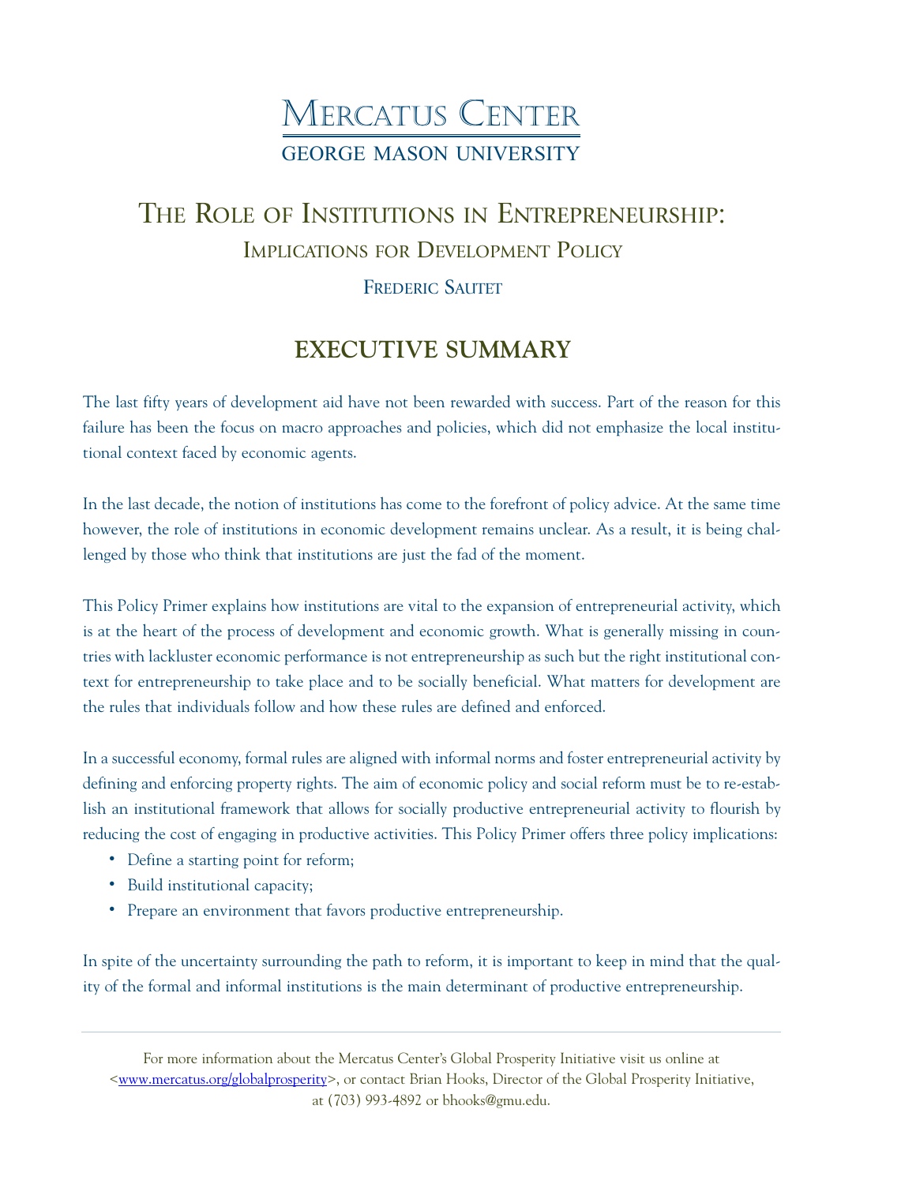# Mercatus Center

## George Mason University

# The Role of Institutions in Entrepreneurship:

## Implications for Development Policy

Frederic Sautet

## EXECUTIVE SUMMARY

The last fifty years of development aid have not been rewarded with success. Part of the reason for this failure has been the focus on macro approaches and policies, which did not emphasize the local institutional context faced by economic agents.

In the last decade, the notion of institutions has come to the forefront of policy advice. At the same time however, the role of institutions in economic development remains unclear. As a result, it is being challenged by those who think that institutions are just the fad of the moment.

This Policy Primer explains how institutions are vital to the expansion of entrepreneurial activity, which is at the heart of the process of development and economic growth. What is generally missing in countries with lackluster economic performance is not entrepreneurship as such but the right institutional context for entrepreneurship to take place and to be socially beneficial. What matters for development are the rules that individuals follow and how these rules are defined and enforced.

In a successful economy, formal rules are aligned with informal norms and foster entrepreneurial activity by defining and enforcing property rights. The aim of economic policy and social reform must be to re-establish an institutional framework that allows for socially productive entrepreneurial activity to flourish by reducing the cost of engaging in productive activities. This Policy Primer offers three policy implications:

- Define a starting point for reform;
- Build institutional capacity;
- Prepare an environment that favors productive entrepreneurship.

In spite of the uncertainty surrounding the path to reform, it is important to keep in mind that the quality of the formal and informal institutions is the main determinant of productive entrepreneurship.

For more information about the Mercatus Center's Global Prosperity Initiative visit us online at <www.mercatus.org/globalprosperity>, or contact Brian Hooks, Director of the Global Prosperity Initiative, at (703) 993-4892 or bhooks@gmu.edu.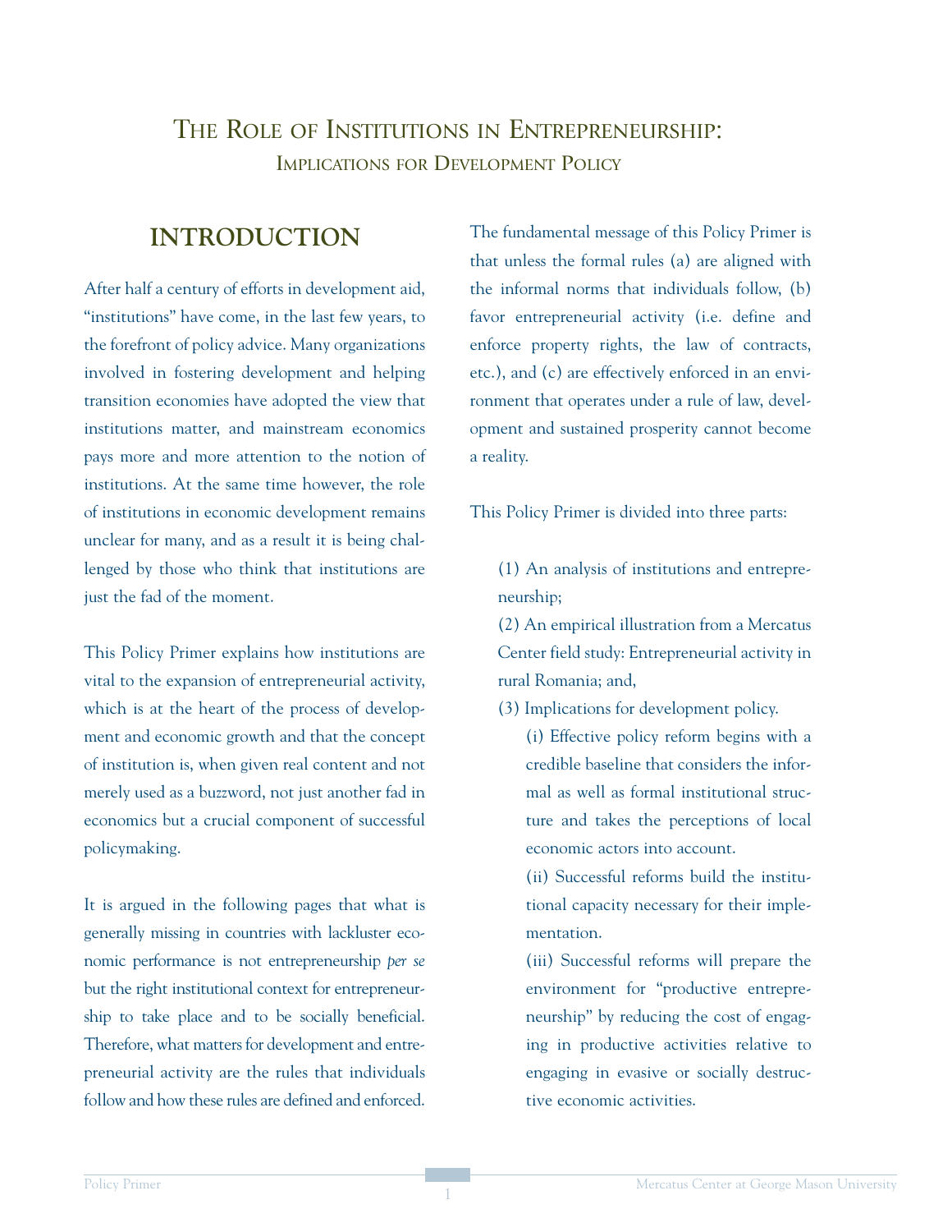# The Role of Institutions in Entrepreneurship:

## Implications for Development Policy

## INTRODUCTION

After half a century of efforts in development aid, "institutions" have come, in the last few years, to the forefront of policy advice. Many organizations involved in fostering development and helping transition economies have adopted the view that institutions matter, and mainstream economics pays more and more attention to the notion of institutions. At the same time however, the role of institutions in economic development remains unclear for many, and as a result it is being challenged by those who think that institutions are just the fad of the moment.

This Policy Primer explains how institutions are vital to the expansion of entrepreneurial activity, which is at the heart of the process of development and economic growth and that the concept of institution is, when given real content and not merely used as a buzzword, not just another fad in economics but a crucial component of successful policymaking.

It is argued in the following pages that what is generally missing in countries with lackluster economic performance is not entrepreneurship *per se* but the right institutional context for entrepreneurship to take place and to be socially beneficial. Therefore, what matters for development and entrepreneurial activity are the rules that individuals follow and how these rules are defined and enforced.

The fundamental message of this Policy Primer is that unless the formal rules (a) are aligned with the informal norms that individuals follow, (b) favor entrepreneurial activity (i.e. define and enforce property rights, the law of contracts, etc.), and (c) are effectively enforced in an environment that operates under a rule of law, development and sustained prosperity cannot become a reality.

This Policy Primer is divided into three parts:

(1) An analysis of institutions and entrepreneurship;

(2) An empirical illustration from a Mercatus Center field study: Entrepreneurial activity in rural Romania; and,

(3) Implications for development policy.

(i) Effective policy reform begins with a credible baseline that considers the informal as well as formal institutional structure and takes the perceptions of local economic actors into account.

(ii) Successful reforms build the institutional capacity necessary for their implementation.

(iii) Successful reforms will prepare the environment for "productive entrepreneurship" by reducing the cost of engaging in productive activities relative to engaging in evasive or socially destructive economic activities.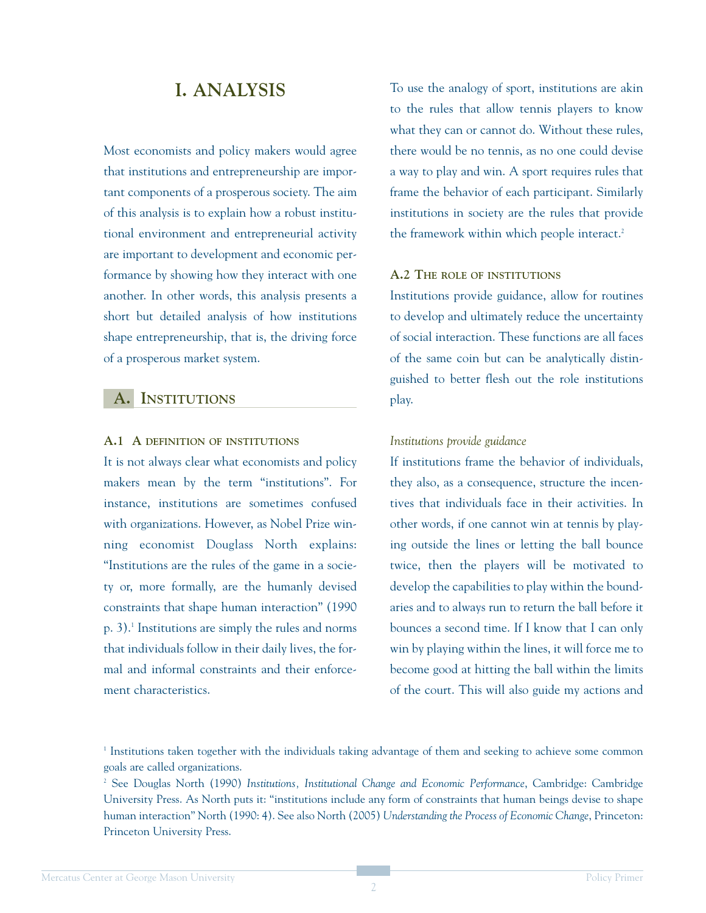# I. ANALYSIS

Most economists and policy makers would agree that institutions and entrepreneurship are important components of a prosperous society. The aim of this analysis is to explain how a robust institutional environment and entrepreneurial activity are important to development and economic performance by showing how they interact with one another. In other words, this analysis presents a short but detailed analysis of how institutions shape entrepreneurship, that is, the driving force of a prosperous market system.

## A. Institutions

### A.1 A definition of institutions

It is not always clear what economists and policy makers mean by the term "institutions". For instance, institutions are sometimes confused with organizations. However, as Nobel Prize winning economist Douglass North explains: "Institutions are the rules of the game in a society or, more formally, are the humanly devised constraints that shape human interaction" (1990 p. 3).[1] Institutions are simply the rules and norms that individuals follow in their daily lives, the formal and informal constraints and their enforcement characteristics.

To use the analogy of sport, institutions are akin to the rules that allow tennis players to know what they can or cannot do. Without these rules, there would be no tennis, as no one could devise a way to play and win. A sport requires rules that frame the behavior of each participant. Similarly institutions in society are the rules that provide the framework within which people interact.[2]

### A.2 The role of institutions

Institutions provide guidance, allow for routines to develop and ultimately reduce the uncertainty of social interaction. These functions are all faces of the same coin but can be analytically distinguished to better flesh out the role institutions play.

*Institutions provide guidance*

If institutions frame the behavior of individuals, they also, as a consequence, structure the incentives that individuals face in their activities. In other words, if one cannot win at tennis by playing outside the lines or letting the ball bounce twice, then the players will be motivated to develop the capabilities to play within the boundaries and to always run to return the ball before it bounces a second time. If I know that I can only win by playing within the lines, it will force me to become good at hitting the ball within the limits of the court. This will also guide my actions and

[1] Institutions taken together with the individuals taking advantage of them and seeking to achieve some common goals are called organizations.

[2] See Douglas North (1990) *Institutions, Institutional Change and Economic Performance*, Cambridge: Cambridge University Press. As North puts it: "institutions include any form of constraints that human beings devise to shape human interaction" North (1990: 4). See also North (2005) *Understanding the Process of Economic Change*, Princeton: Princeton University Press.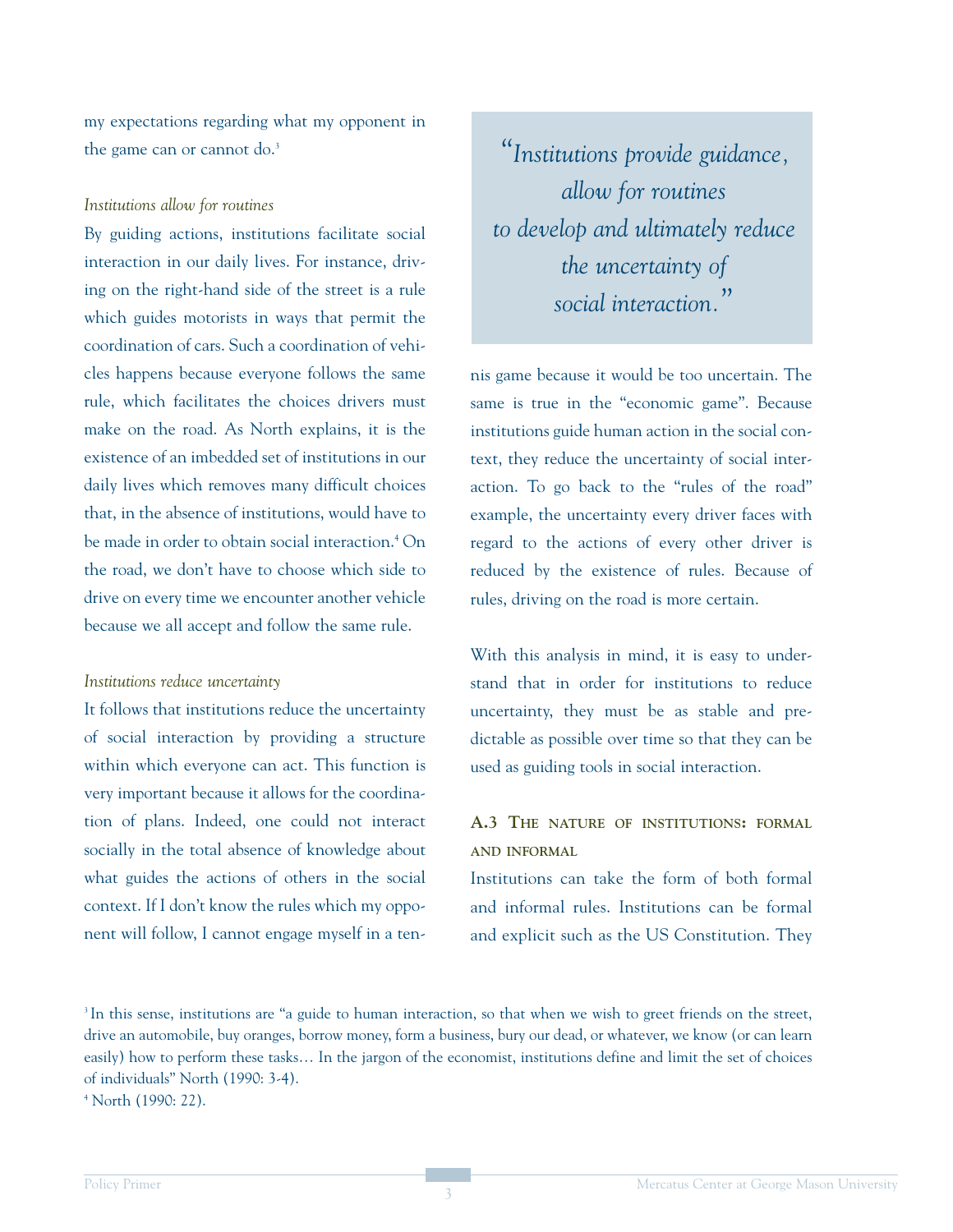my expectations regarding what my opponent in the game can or cannot do.[3]

*Institutions allow for routines*

By guiding actions, institutions facilitate social interaction in our daily lives. For instance, driving on the right-hand side of the street is a rule which guides motorists in ways that permit the coordination of cars. Such a coordination of vehicles happens because everyone follows the same rule, which facilitates the choices drivers must make on the road. As North explains, it is the existence of an imbedded set of institutions in our daily lives which removes many difficult choices that, in the absence of institutions, would have to be made in order to obtain social interaction.[4] On the road, we don't have to choose which side to drive on every time we encounter another vehicle because we all accept and follow the same rule.

*Institutions reduce uncertainty*

It follows that institutions reduce the uncertainty of social interaction by providing a structure within which everyone can act. This function is very important because it allows for the coordination of plans. Indeed, one could not interact socially in the total absence of knowledge about what guides the actions of others in the social context. If I don't know the rules which my opponent will follow, I cannot engage myself in a tennis game because it would be too uncertain. The same is true in the "economic game". Because institutions guide human action in the social context, they reduce the uncertainty of social interaction. To go back to the "rules of the road" example, the uncertainty every driver faces with regard to the actions of every other driver is reduced by the existence of rules. Because of rules, driving on the road is more certain.

> *"Institutions provide guidance, allow for routines to develop and ultimately reduce the uncertainty of social interaction."*

With this analysis in mind, it is easy to understand that in order for institutions to reduce uncertainty, they must be as stable and predictable as possible over time so that they can be used as guiding tools in social interaction.

### A.3 The nature of institutions: formal and informal

Institutions can take the form of both formal and informal rules. Institutions can be formal and explicit such as the US Constitution. They

---

[3] In this sense, institutions are "a guide to human interaction, so that when we wish to greet friends on the street, drive an automobile, buy oranges, borrow money, form a business, bury our dead, or whatever, we know (or can learn easily) how to perform these tasks… In the jargon of the economist, institutions define and limit the set of choices of individuals" North (1990: 3-4).

[4] North (1990: 22).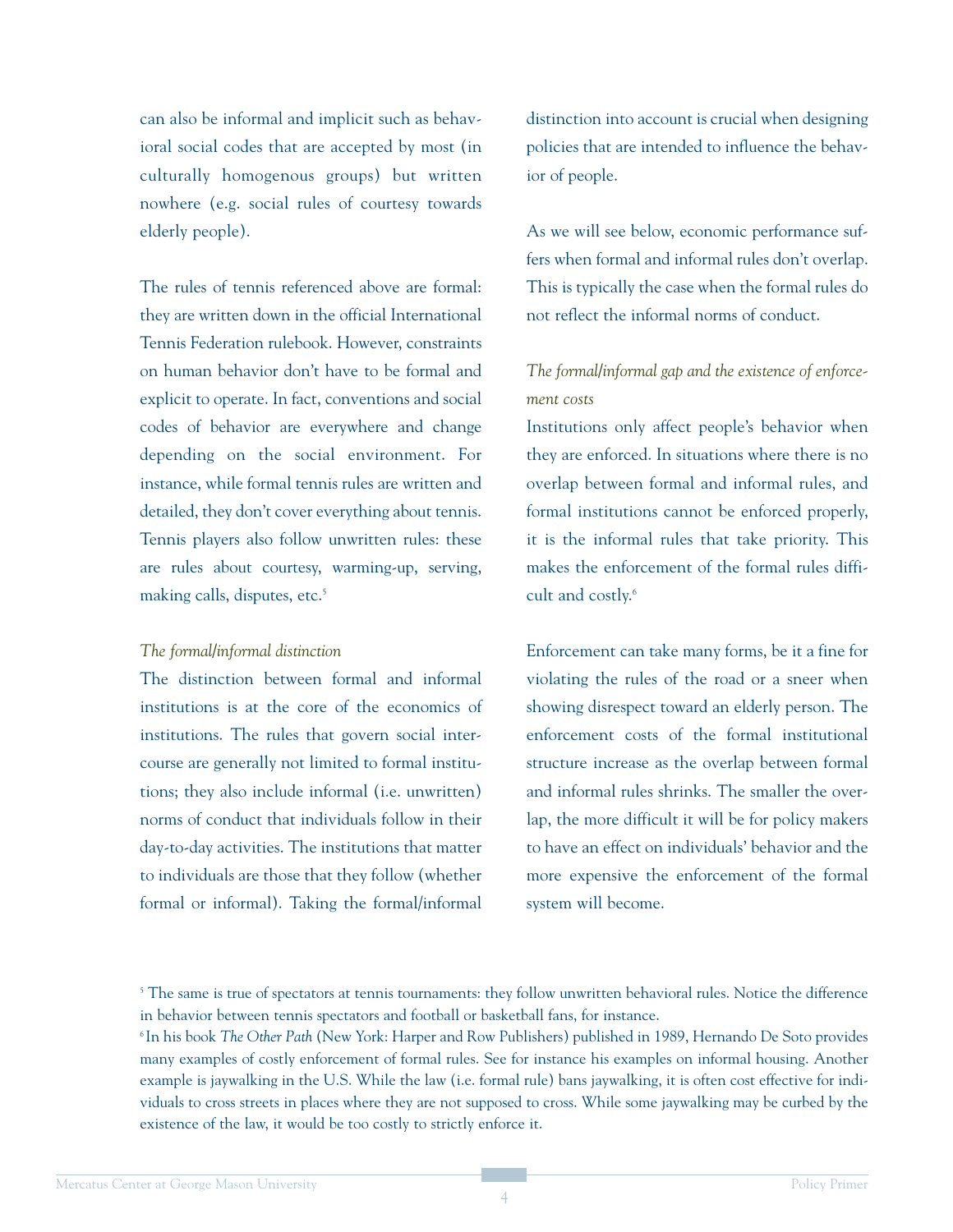can also be informal and implicit such as behavioral social codes that are accepted by most (in culturally homogenous groups) but written nowhere (e.g. social rules of courtesy towards elderly people).

The rules of tennis referenced above are formal: they are written down in the official International Tennis Federation rulebook. However, constraints on human behavior don't have to be formal and explicit to operate. In fact, conventions and social codes of behavior are everywhere and change depending on the social environment. For instance, while formal tennis rules are written and detailed, they don't cover everything about tennis. Tennis players also follow unwritten rules: these are rules about courtesy, warming-up, serving, making calls, disputes, etc.[5]

*The formal/informal distinction*

The distinction between formal and informal institutions is at the core of the economics of institutions. The rules that govern social intercourse are generally not limited to formal institutions; they also include informal (i.e. unwritten) norms of conduct that individuals follow in their day-to-day activities. The institutions that matter to individuals are those that they follow (whether formal or informal). Taking the formal/informal distinction into account is crucial when designing policies that are intended to influence the behavior of people.

As we will see below, economic performance suffers when formal and informal rules don't overlap. This is typically the case when the formal rules do not reflect the informal norms of conduct.

*The formal/informal gap and the existence of enforcement costs*

Institutions only affect people's behavior when they are enforced. In situations where there is no overlap between formal and informal rules, and formal institutions cannot be enforced properly, it is the informal rules that take priority. This makes the enforcement of the formal rules difficult and costly.[6]

Enforcement can take many forms, be it a fine for violating the rules of the road or a sneer when showing disrespect toward an elderly person. The enforcement costs of the formal institutional structure increase as the overlap between formal and informal rules shrinks. The smaller the overlap, the more difficult it will be for policy makers to have an effect on individuals' behavior and the more expensive the enforcement of the formal system will become.

[5] The same is true of spectators at tennis tournaments: they follow unwritten behavioral rules. Notice the difference in behavior between tennis spectators and football or basketball fans, for instance.

[6] In his book *The Other Path* (New York: Harper and Row Publishers) published in 1989, Hernando De Soto provides many examples of costly enforcement of formal rules. See for instance his examples on informal housing. Another example is jaywalking in the U.S. While the law (i.e. formal rule) bans jaywalking, it is often cost effective for individuals to cross streets in places where they are not supposed to cross. While some jaywalking may be curbed by the existence of the law, it would be too costly to strictly enforce it.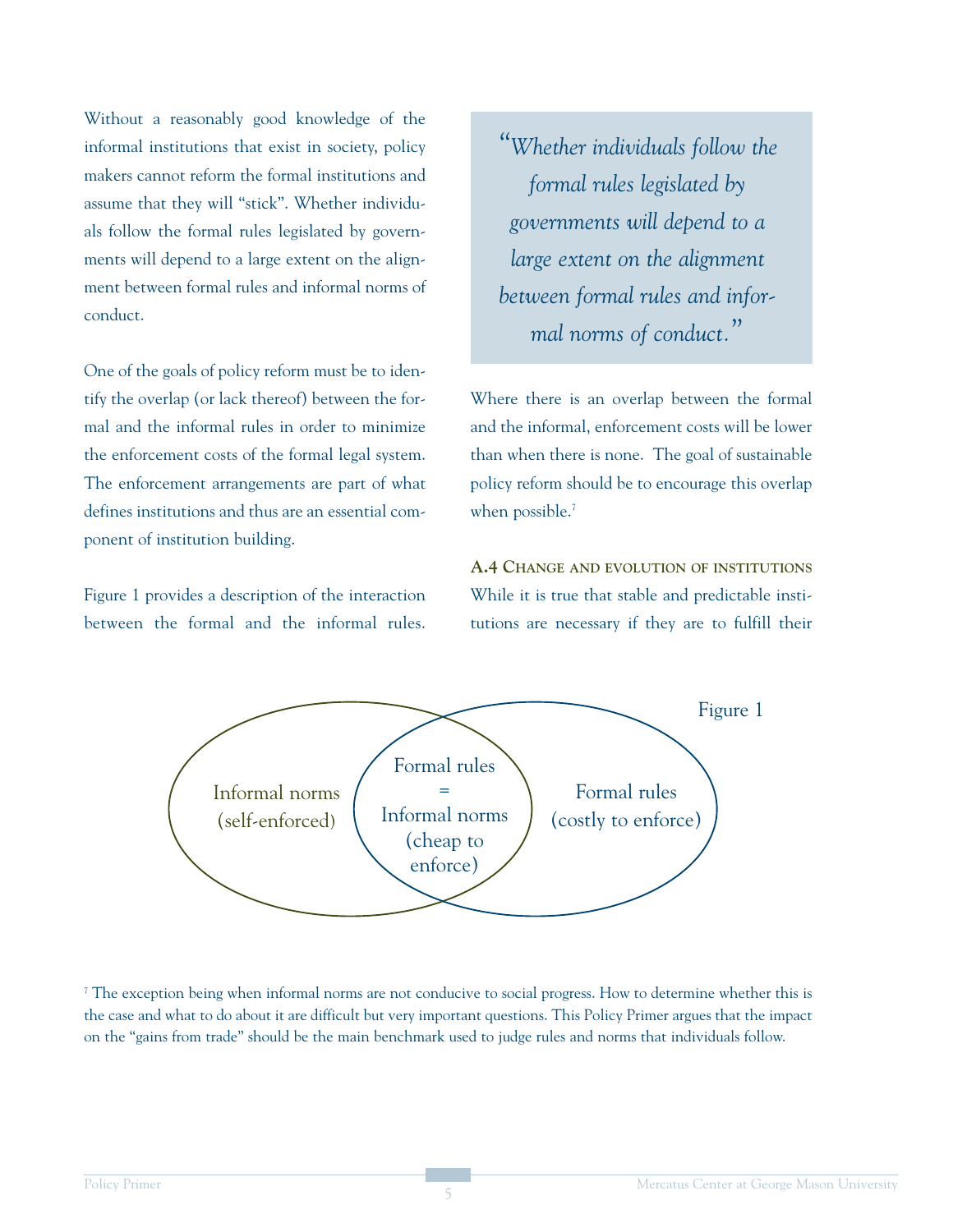Without a reasonably good knowledge of the informal institutions that exist in society, policy makers cannot reform the formal institutions and assume that they will "stick". Whether individuals follow the formal rules legislated by governments will depend to a large extent on the alignment between formal rules and informal norms of conduct.

One of the goals of policy reform must be to identify the overlap (or lack thereof) between the formal and the informal rules in order to minimize the enforcement costs of the formal legal system. The enforcement arrangements are part of what defines institutions and thus are an essential component of institution building.

Figure 1 provides a description of the interaction between the formal and the informal rules. Where there is an overlap between the formal and the informal, enforcement costs will be lower than when there is none. The goal of sustainable policy reform should be to encourage this overlap when possible.[7]

> *"Whether individuals follow the formal rules legislated by governments will depend to a large extent on the alignment between formal rules and informal norms of conduct."*

**A.4 Change and evolution of institutions**

While it is true that stable and predictable institutions are necessary if they are to fulfill their

Figure 1

Informal norms (self-enforced)

Formal rules = Informal norms (cheap to enforce)

Formal rules (costly to enforce)

[7] The exception being when informal norms are not conducive to social progress. How to determine whether this is the case and what to do about it are difficult but very important questions. This Policy Primer argues that the impact on the "gains from trade" should be the main benchmark used to judge rules and norms that individuals follow.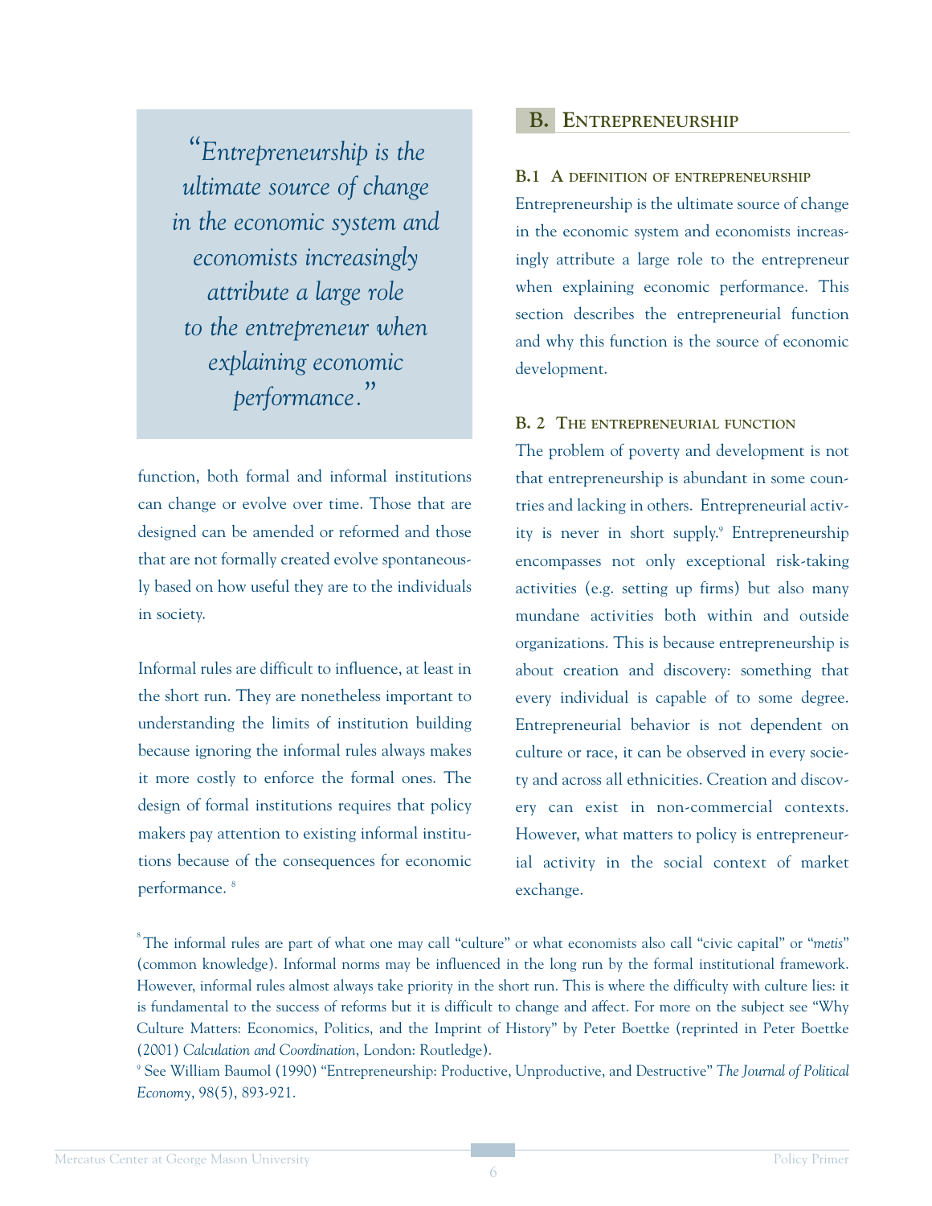> "Entrepreneurship is the ultimate source of change in the economic system and economists increasingly attribute a large role to the entrepreneur when explaining economic performance."

function, both formal and informal institutions can change or evolve over time. Those that are designed can be amended or reformed and those that are not formally created evolve spontaneously based on how useful they are to the individuals in society.

Informal rules are difficult to influence, at least in the short run. They are nonetheless important to understanding the limits of institution building because ignoring the informal rules always makes it more costly to enforce the formal ones. The design of formal institutions requires that policy makers pay attention to existing informal institutions because of the consequences for economic performance. [8]

## B. Entrepreneurship

### B.1 A definition of entrepreneurship

Entrepreneurship is the ultimate source of change in the economic system and economists increasingly attribute a large role to the entrepreneur when explaining economic performance. This section describes the entrepreneurial function and why this function is the source of economic development.

### B. 2 The entrepreneurial function

The problem of poverty and development is not that entrepreneurship is abundant in some countries and lacking in others. Entrepreneurial activity is never in short supply.[9] Entrepreneurship encompasses not only exceptional risk-taking activities (e.g. setting up firms) but also many mundane activities both within and outside organizations. This is because entrepreneurship is about creation and discovery: something that every individual is capable of to some degree. Entrepreneurial behavior is not dependent on culture or race, it can be observed in every society and across all ethnicities. Creation and discovery can exist in non-commercial contexts. However, what matters to policy is entrepreneurial activity in the social context of market exchange.

[8] The informal rules are part of what one may call "culture" or what economists also call "civic capital" or "*metis*" (common knowledge). Informal norms may be influenced in the long run by the formal institutional framework. However, informal rules almost always take priority in the short run. This is where the difficulty with culture lies: it is fundamental to the success of reforms but it is difficult to change and affect. For more on the subject see "Why Culture Matters: Economics, Politics, and the Imprint of History" by Peter Boettke (reprinted in Peter Boettke (2001) *Calculation and Coordination*, London: Routledge).

[9] See William Baumol (1990) "Entrepreneurship: Productive, Unproductive, and Destructive" *The Journal of Political Economy*, 98(5), 893-921.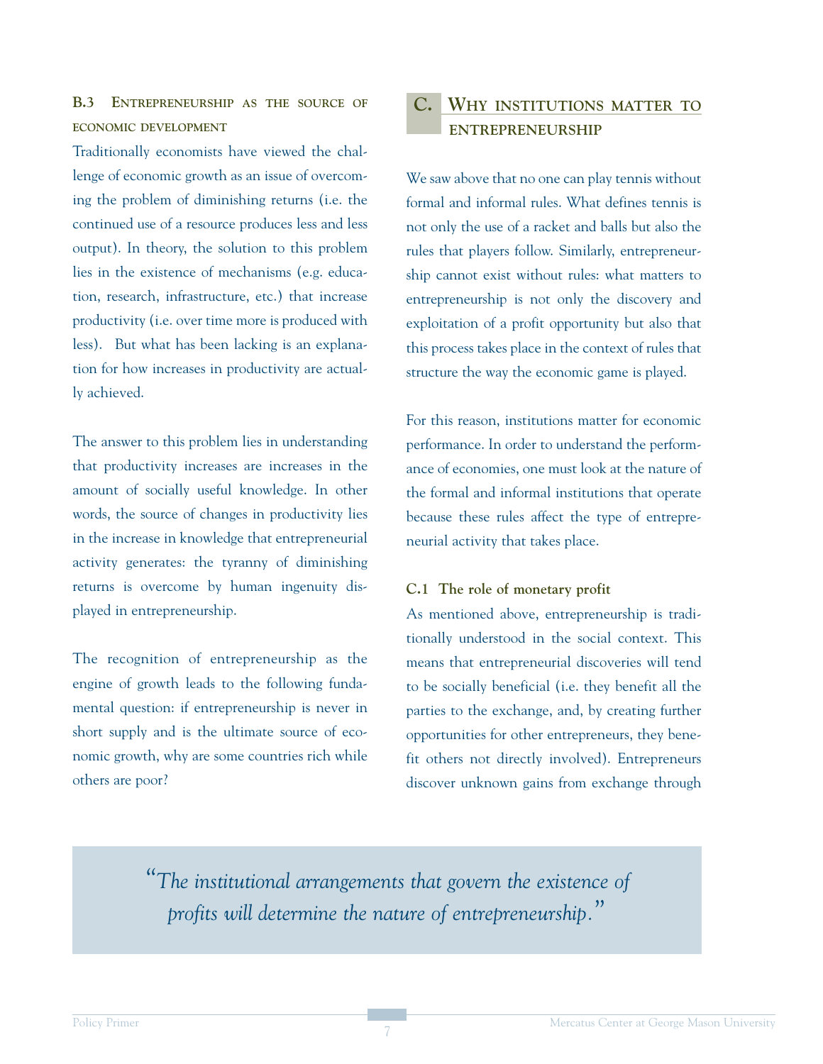### B.3 Entrepreneurship as the source of economic development

Traditionally economists have viewed the challenge of economic growth as an issue of overcoming the problem of diminishing returns (i.e. the continued use of a resource produces less and less output). In theory, the solution to this problem lies in the existence of mechanisms (e.g. education, research, infrastructure, etc.) that increase productivity (i.e. over time more is produced with less). But what has been lacking is an explanation for how increases in productivity are actually achieved.

The answer to this problem lies in understanding that productivity increases are increases in the amount of socially useful knowledge. In other words, the source of changes in productivity lies in the increase in knowledge that entrepreneurial activity generates: the tyranny of diminishing returns is overcome by human ingenuity displayed in entrepreneurship.

The recognition of entrepreneurship as the engine of growth leads to the following fundamental question: if entrepreneurship is never in short supply and is the ultimate source of economic growth, why are some countries rich while others are poor?

## C. Why institutions matter to entrepreneurship

We saw above that no one can play tennis without formal and informal rules. What defines tennis is not only the use of a racket and balls but also the rules that players follow. Similarly, entrepreneurship cannot exist without rules: what matters to entrepreneurship is not only the discovery and exploitation of a profit opportunity but also that this process takes place in the context of rules that structure the way the economic game is played.

For this reason, institutions matter for economic performance. In order to understand the performance of economies, one must look at the nature of the formal and informal institutions that operate because these rules affect the type of entrepreneurial activity that takes place.

### C.1 The role of monetary profit

As mentioned above, entrepreneurship is traditionally understood in the social context. This means that entrepreneurial discoveries will tend to be socially beneficial (i.e. they benefit all the parties to the exchange, and, by creating further opportunities for other entrepreneurs, they benefit others not directly involved). Entrepreneurs discover unknown gains from exchange through

> *"The institutional arrangements that govern the existence of profits will determine the nature of entrepreneurship."*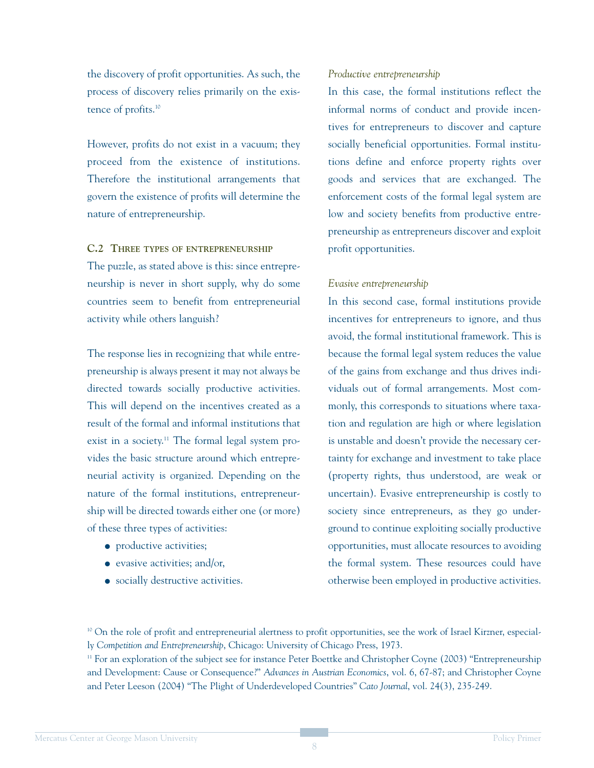the discovery of profit opportunities. As such, the process of discovery relies primarily on the existence of profits.[10]

However, profits do not exist in a vacuum; they proceed from the existence of institutions. Therefore the institutional arrangements that govern the existence of profits will determine the nature of entrepreneurship.

### C.2 Three types of entrepreneurship

The puzzle, as stated above is this: since entrepreneurship is never in short supply, why do some countries seem to benefit from entrepreneurial activity while others languish?

The response lies in recognizing that while entrepreneurship is always present it may not always be directed towards socially productive activities. This will depend on the incentives created as a result of the formal and informal institutions that exist in a society.[11] The formal legal system provides the basic structure around which entrepreneurial activity is organized. Depending on the nature of the formal institutions, entrepreneurship will be directed towards either one (or more) of these three types of activities:

- productive activities;
- evasive activities; and/or,
- socially destructive activities.

*Productive entrepreneurship*

In this case, the formal institutions reflect the informal norms of conduct and provide incentives for entrepreneurs to discover and capture socially beneficial opportunities. Formal institutions define and enforce property rights over goods and services that are exchanged. The enforcement costs of the formal legal system are low and society benefits from productive entrepreneurship as entrepreneurs discover and exploit profit opportunities.

*Evasive entrepreneurship*

In this second case, formal institutions provide incentives for entrepreneurs to ignore, and thus avoid, the formal institutional framework. This is because the formal legal system reduces the value of the gains from exchange and thus drives individuals out of formal arrangements. Most commonly, this corresponds to situations where taxation and regulation are high or where legislation is unstable and doesn't provide the necessary certainty for exchange and investment to take place (property rights, thus understood, are weak or uncertain). Evasive entrepreneurship is costly to society since entrepreneurs, as they go underground to continue exploiting socially productive opportunities, must allocate resources to avoiding the formal system. These resources could have otherwise been employed in productive activities.

[10] On the role of profit and entrepreneurial alertness to profit opportunities, see the work of Israel Kirzner, especially *Competition and Entrepreneurship*, Chicago: University of Chicago Press, 1973.

[11] For an exploration of the subject see for instance Peter Boettke and Christopher Coyne (2003) "Entrepreneurship and Development: Cause or Consequence?" *Advances in Austrian Economics*, vol. 6, 67-87; and Christopher Coyne and Peter Leeson (2004) "The Plight of Underdeveloped Countries" *Cato Journal*, vol. 24(3), 235-249.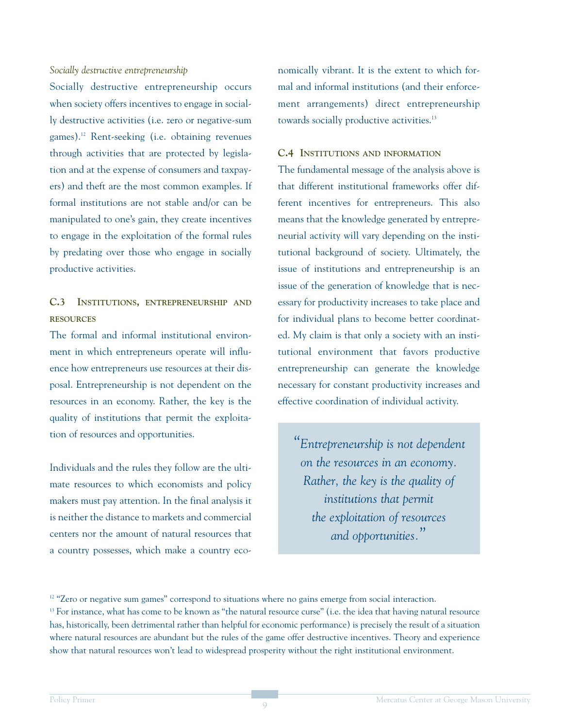*Socially destructive entrepreneurship*

Socially destructive entrepreneurship occurs when society offers incentives to engage in socially destructive activities (i.e. zero or negative-sum games).[12] Rent-seeking (i.e. obtaining revenues through activities that are protected by legislation and at the expense of consumers and taxpayers) and theft are the most common examples. If formal institutions are not stable and/or can be manipulated to one's gain, they create incentives to engage in the exploitation of the formal rules by predating over those who engage in socially productive activities.

### C.3 Institutions, entrepreneurship and resources

The formal and informal institutional environment in which entrepreneurs operate will influence how entrepreneurs use resources at their disposal. Entrepreneurship is not dependent on the resources in an economy. Rather, the key is the quality of institutions that permit the exploitation of resources and opportunities.

Individuals and the rules they follow are the ultimate resources to which economists and policy makers must pay attention. In the final analysis it is neither the distance to markets and commercial centers nor the amount of natural resources that a country possesses, which make a country economically vibrant. It is the extent to which formal and informal institutions (and their enforcement arrangements) direct entrepreneurship towards socially productive activities.[13]

### C.4 Institutions and information

The fundamental message of the analysis above is that different institutional frameworks offer different incentives for entrepreneurs. This also means that the knowledge generated by entrepreneurial activity will vary depending on the institutional background of society. Ultimately, the issue of institutions and entrepreneurship is an issue of the generation of knowledge that is necessary for productivity increases to take place and for individual plans to become better coordinated. My claim is that only a society with an institutional environment that favors productive entrepreneurship can generate the knowledge necessary for constant productivity increases and effective coordination of individual activity.

> *"Entrepreneurship is not dependent on the resources in an economy. Rather, the key is the quality of institutions that permit the exploitation of resources and opportunities."*

[12] "Zero or negative sum games" correspond to situations where no gains emerge from social interaction.

[13] For instance, what has come to be known as "the natural resource curse" (i.e. the idea that having natural resource has, historically, been detrimental rather than helpful for economic performance) is precisely the result of a situation where natural resources are abundant but the rules of the game offer destructive incentives. Theory and experience show that natural resources won't lead to widespread prosperity without the right institutional environment.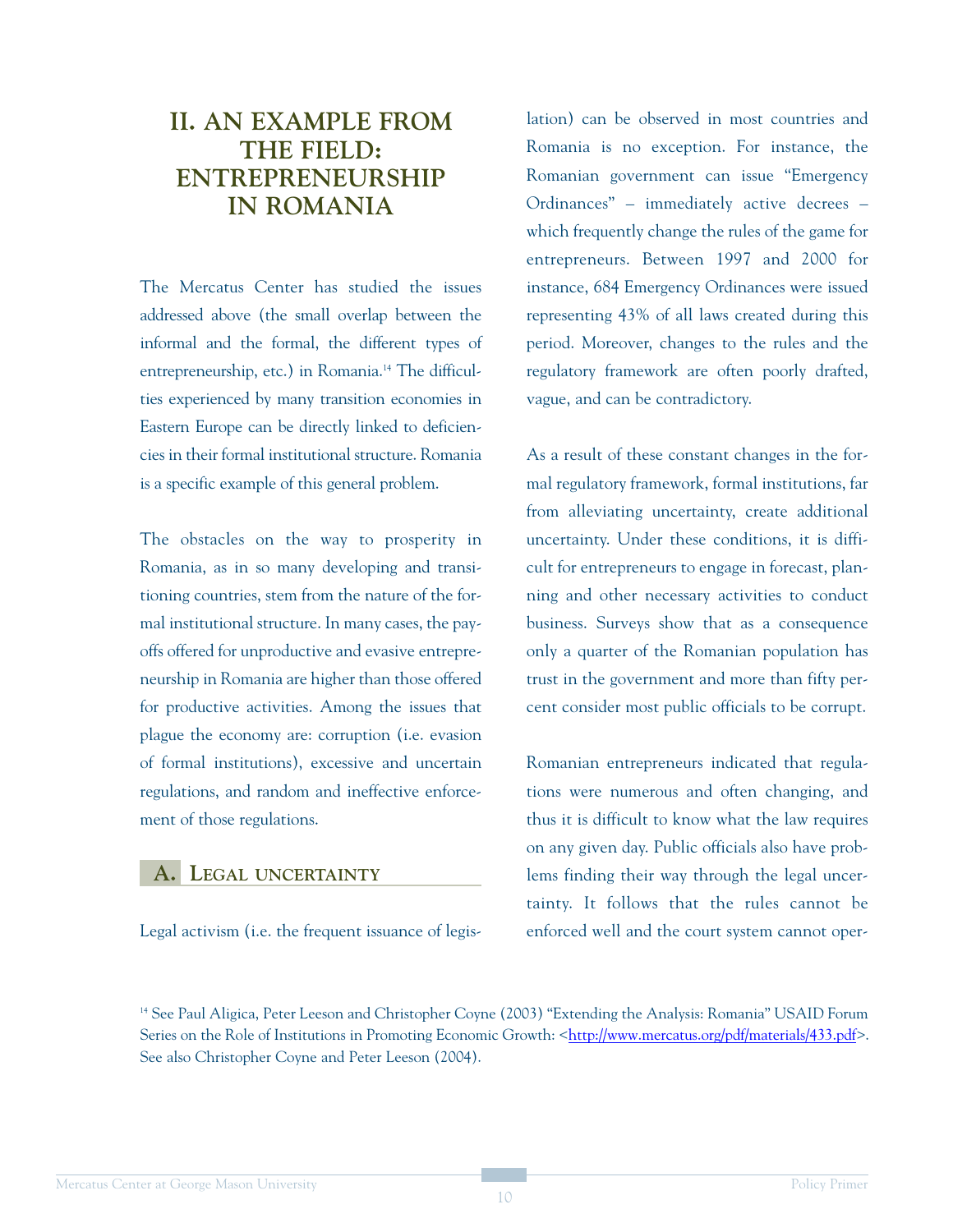## II. AN EXAMPLE FROM THE FIELD: ENTREPRENEURSHIP IN ROMANIA

The Mercatus Center has studied the issues addressed above (the small overlap between the informal and the formal, the different types of entrepreneurship, etc.) in Romania.[14] The difficulties experienced by many transition economies in Eastern Europe can be directly linked to deficiencies in their formal institutional structure. Romania is a specific example of this general problem.

The obstacles on the way to prosperity in Romania, as in so many developing and transitioning countries, stem from the nature of the formal institutional structure. In many cases, the payoffs offered for unproductive and evasive entrepreneurship in Romania are higher than those offered for productive activities. Among the issues that plague the economy are: corruption (i.e. evasion of formal institutions), excessive and uncertain regulations, and random and ineffective enforcement of those regulations.

### A. Legal uncertainty

Legal activism (i.e. the frequent issuance of legislation) can be observed in most countries and Romania is no exception. For instance, the Romanian government can issue "Emergency Ordinances" – immediately active decrees – which frequently change the rules of the game for entrepreneurs. Between 1997 and 2000 for instance, 684 Emergency Ordinances were issued representing 43% of all laws created during this period. Moreover, changes to the rules and the regulatory framework are often poorly drafted, vague, and can be contradictory.

As a result of these constant changes in the formal regulatory framework, formal institutions, far from alleviating uncertainty, create additional uncertainty. Under these conditions, it is difficult for entrepreneurs to engage in forecast, planning and other necessary activities to conduct business. Surveys show that as a consequence only a quarter of the Romanian population has trust in the government and more than fifty percent consider most public officials to be corrupt.

Romanian entrepreneurs indicated that regulations were numerous and often changing, and thus it is difficult to know what the law requires on any given day. Public officials also have problems finding their way through the legal uncertainty. It follows that the rules cannot be enforced well and the court system cannot oper-

[14] See Paul Aligica, Peter Leeson and Christopher Coyne (2003) "Extending the Analysis: Romania" USAID Forum Series on the Role of Institutions in Promoting Economic Growth: <http://www.mercatus.org/pdf/materials/433.pdf>. See also Christopher Coyne and Peter Leeson (2004).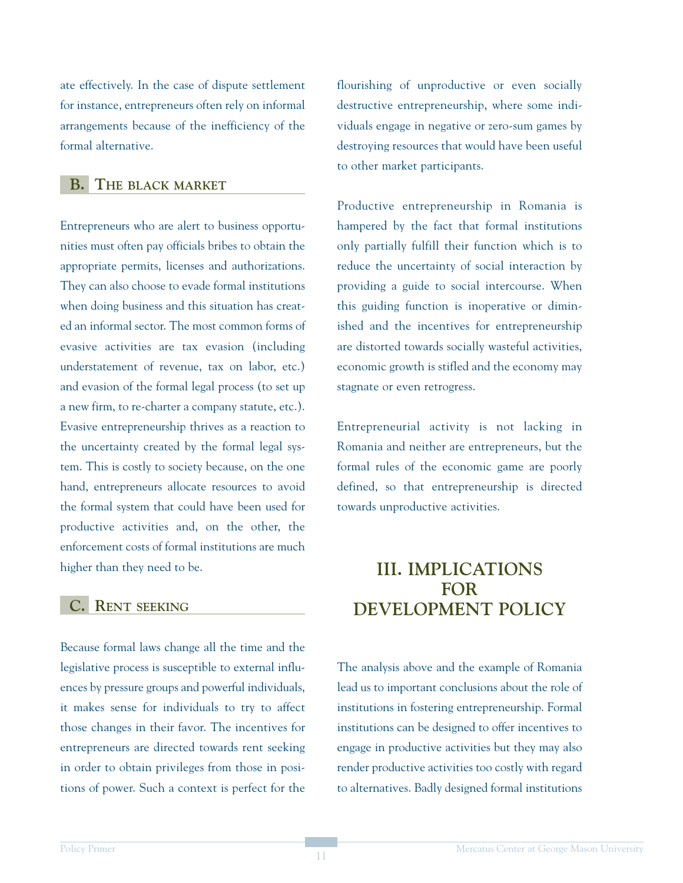ate effectively. In the case of dispute settlement for instance, entrepreneurs often rely on informal arrangements because of the inefficiency of the formal alternative.

### B. The black market

Entrepreneurs who are alert to business opportunities must often pay officials bribes to obtain the appropriate permits, licenses and authorizations. They can also choose to evade formal institutions when doing business and this situation has created an informal sector. The most common forms of evasive activities are tax evasion (including understatement of revenue, tax on labor, etc.) and evasion of the formal legal process (to set up a new firm, to re-charter a company statute, etc.). Evasive entrepreneurship thrives as a reaction to the uncertainty created by the formal legal system. This is costly to society because, on the one hand, entrepreneurs allocate resources to avoid the formal system that could have been used for productive activities and, on the other, the enforcement costs of formal institutions are much higher than they need to be.

### C. Rent seeking

Because formal laws change all the time and the legislative process is susceptible to external influences by pressure groups and powerful individuals, it makes sense for individuals to try to affect those changes in their favor. The incentives for entrepreneurs are directed towards rent seeking in order to obtain privileges from those in positions of power. Such a context is perfect for the flourishing of unproductive or even socially destructive entrepreneurship, where some individuals engage in negative or zero-sum games by destroying resources that would have been useful to other market participants.

Productive entrepreneurship in Romania is hampered by the fact that formal institutions only partially fulfill their function which is to reduce the uncertainty of social interaction by providing a guide to social intercourse. When this guiding function is inoperative or diminished and the incentives for entrepreneurship are distorted towards socially wasteful activities, economic growth is stifled and the economy may stagnate or even retrogress.

Entrepreneurial activity is not lacking in Romania and neither are entrepreneurs, but the formal rules of the economic game are poorly defined, so that entrepreneurship is directed towards unproductive activities.

## III. IMPLICATIONS FOR DEVELOPMENT POLICY

The analysis above and the example of Romania lead us to important conclusions about the role of institutions in fostering entrepreneurship. Formal institutions can be designed to offer incentives to engage in productive activities but they may also render productive activities too costly with regard to alternatives. Badly designed formal institutions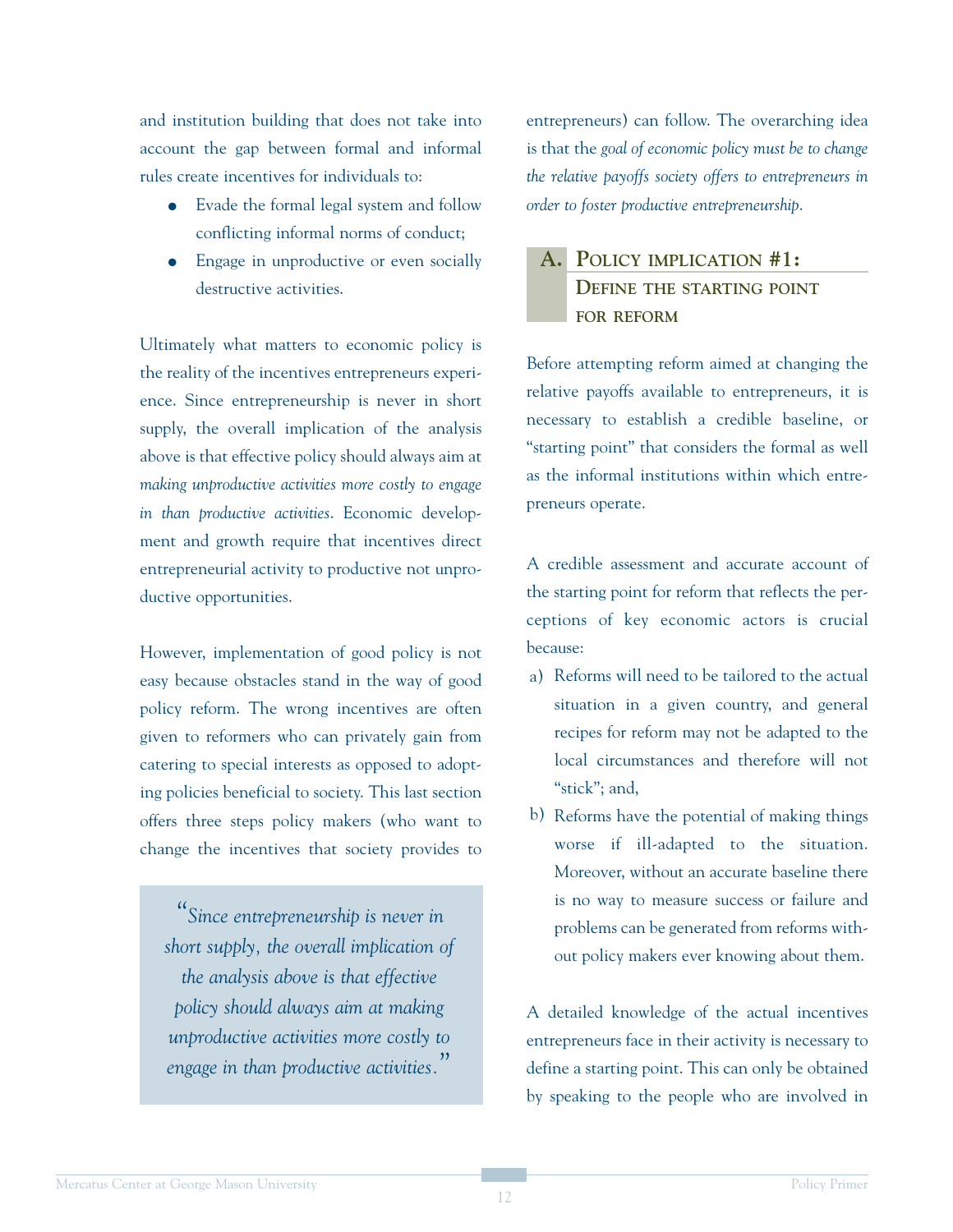and institution building that does not take into account the gap between formal and informal rules create incentives for individuals to:

- Evade the formal legal system and follow conflicting informal norms of conduct;
- Engage in unproductive or even socially destructive activities.

Ultimately what matters to economic policy is the reality of the incentives entrepreneurs experience. Since entrepreneurship is never in short supply, the overall implication of the analysis above is that effective policy should always aim at *making unproductive activities more costly to engage in than productive activities*. Economic development and growth require that incentives direct entrepreneurial activity to productive not unproductive opportunities.

However, implementation of good policy is not easy because obstacles stand in the way of good policy reform. The wrong incentives are often given to reformers who can privately gain from catering to special interests as opposed to adopting policies beneficial to society. This last section offers three steps policy makers (who want to change the incentives that society provides to entrepreneurs) can follow. The overarching idea is that the *goal of economic policy must be to change the relative payoffs society offers to entrepreneurs in order to foster productive entrepreneurship*.

> *"Since entrepreneurship is never in short supply, the overall implication of the analysis above is that effective policy should always aim at making unproductive activities more costly to engage in than productive activities."*

## A. Policy implication #1: Define the starting point for reform

Before attempting reform aimed at changing the relative payoffs available to entrepreneurs, it is necessary to establish a credible baseline, or "starting point" that considers the formal as well as the informal institutions within which entrepreneurs operate.

A credible assessment and accurate account of the starting point for reform that reflects the perceptions of key economic actors is crucial because:

a) Reforms will need to be tailored to the actual situation in a given country, and general recipes for reform may not be adapted to the local circumstances and therefore will not "stick"; and,

b) Reforms have the potential of making things worse if ill-adapted to the situation. Moreover, without an accurate baseline there is no way to measure success or failure and problems can be generated from reforms without policy makers ever knowing about them.

A detailed knowledge of the actual incentives entrepreneurs face in their activity is necessary to define a starting point. This can only be obtained by speaking to the people who are involved in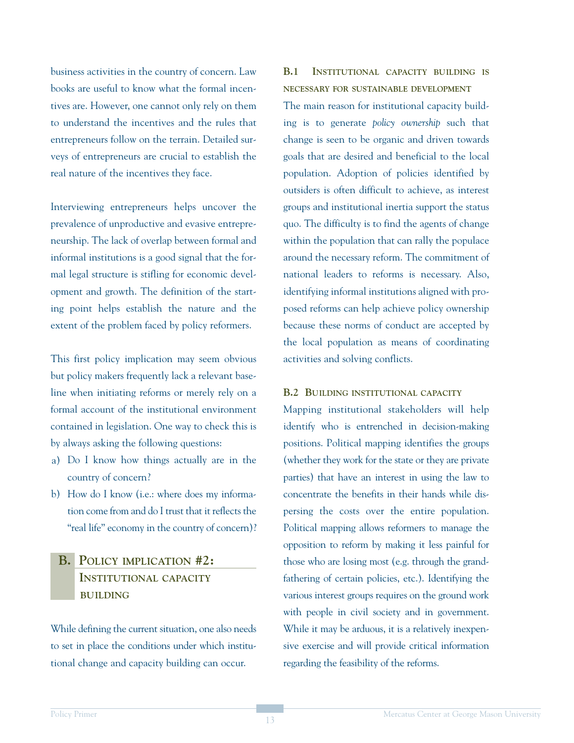business activities in the country of concern. Law books are useful to know what the formal incentives are. However, one cannot only rely on them to understand the incentives and the rules that entrepreneurs follow on the terrain. Detailed surveys of entrepreneurs are crucial to establish the real nature of the incentives they face.

Interviewing entrepreneurs helps uncover the prevalence of unproductive and evasive entrepreneurship. The lack of overlap between formal and informal institutions is a good signal that the formal legal structure is stifling for economic development and growth. The definition of the starting point helps establish the nature and the extent of the problem faced by policy reformers.

This first policy implication may seem obvious but policy makers frequently lack a relevant baseline when initiating reforms or merely rely on a formal account of the institutional environment contained in legislation. One way to check this is by always asking the following questions:

a) Do I know how things actually are in the country of concern?
b) How do I know (i.e.: where does my information come from and do I trust that it reflects the "real life" economy in the country of concern)?

## B. Policy implication #2: Institutional capacity building

While defining the current situation, one also needs to set in place the conditions under which institutional change and capacity building can occur.

### B.1 Institutional capacity building is necessary for sustainable development

The main reason for institutional capacity building is to generate *policy ownership* such that change is seen to be organic and driven towards goals that are desired and beneficial to the local population. Adoption of policies identified by outsiders is often difficult to achieve, as interest groups and institutional inertia support the status quo. The difficulty is to find the agents of change within the population that can rally the populace around the necessary reform. The commitment of national leaders to reforms is necessary. Also, identifying informal institutions aligned with proposed reforms can help achieve policy ownership because these norms of conduct are accepted by the local population as means of coordinating activities and solving conflicts.

### B.2 Building institutional capacity

Mapping institutional stakeholders will help identify who is entrenched in decision-making positions. Political mapping identifies the groups (whether they work for the state or they are private parties) that have an interest in using the law to concentrate the benefits in their hands while dispersing the costs over the entire population. Political mapping allows reformers to manage the opposition to reform by making it less painful for those who are losing most (e.g. through the grandfathering of certain policies, etc.). Identifying the various interest groups requires on the ground work with people in civil society and in government. While it may be arduous, it is a relatively inexpensive exercise and will provide critical information regarding the feasibility of the reforms.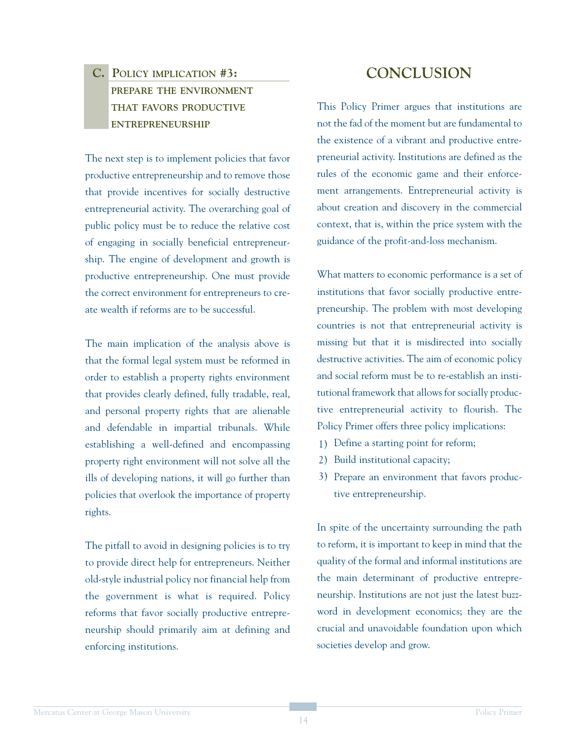### C. Policy implication #3: prepare the environment that favors productive entrepreneurship

The next step is to implement policies that favor productive entrepreneurship and to remove those that provide incentives for socially destructive entrepreneurial activity. The overarching goal of public policy must be to reduce the relative cost of engaging in socially beneficial entrepreneurship. The engine of development and growth is productive entrepreneurship. One must provide the correct environment for entrepreneurs to create wealth if reforms are to be successful.

The main implication of the analysis above is that the formal legal system must be reformed in order to establish a property rights environment that provides clearly defined, fully tradable, real, and personal property rights that are alienable and defendable in impartial tribunals. While establishing a well-defined and encompassing property right environment will not solve all the ills of developing nations, it will go further than policies that overlook the importance of property rights.

The pitfall to avoid in designing policies is to try to provide direct help for entrepreneurs. Neither old-style industrial policy nor financial help from the government is what is required. Policy reforms that favor socially productive entrepreneurship should primarily aim at defining and enforcing institutions.

## CONCLUSION

This Policy Primer argues that institutions are not the fad of the moment but are fundamental to the existence of a vibrant and productive entrepreneurial activity. Institutions are defined as the rules of the economic game and their enforcement arrangements. Entrepreneurial activity is about creation and discovery in the commercial context, that is, within the price system with the guidance of the profit-and-loss mechanism.

What matters to economic performance is a set of institutions that favor socially productive entrepreneurship. The problem with most developing countries is not that entrepreneurial activity is missing but that it is misdirected into socially destructive activities. The aim of economic policy and social reform must be to re-establish an institutional framework that allows for socially productive entrepreneurial activity to flourish. The Policy Primer offers three policy implications:

1) Define a starting point for reform;
2) Build institutional capacity;
3) Prepare an environment that favors productive entrepreneurship.

In spite of the uncertainty surrounding the path to reform, it is important to keep in mind that the quality of the formal and informal institutions are the main determinant of productive entrepreneurship. Institutions are not just the latest buzzword in development economics; they are the crucial and unavoidable foundation upon which societies develop and grow.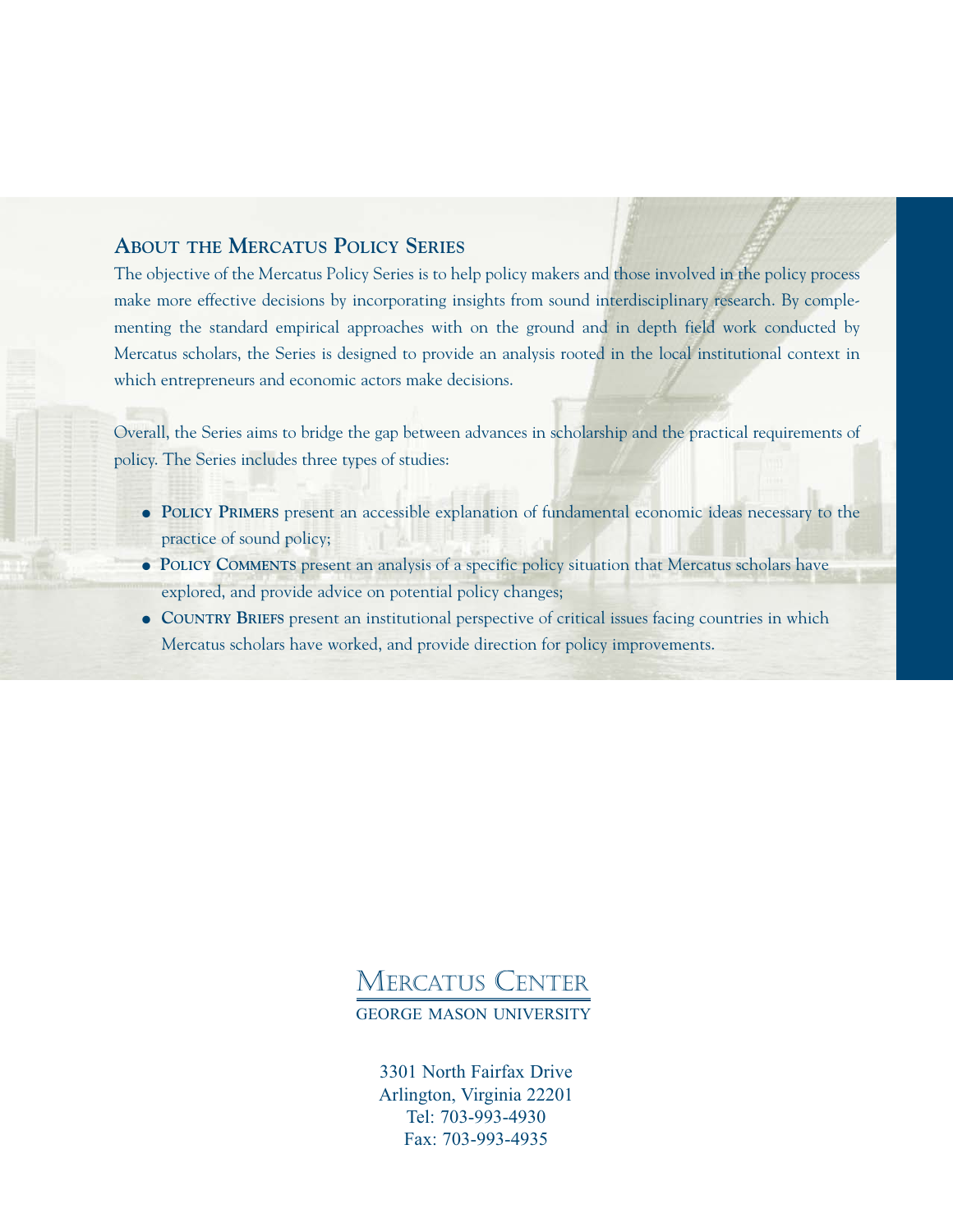## About the Mercatus Policy Series

The objective of the Mercatus Policy Series is to help policy makers and those involved in the policy process make more effective decisions by incorporating insights from sound interdisciplinary research. By complementing the standard empirical approaches with on the ground and in depth field work conducted by Mercatus scholars, the Series is designed to provide an analysis rooted in the local institutional context in which entrepreneurs and economic actors make decisions.

Overall, the Series aims to bridge the gap between advances in scholarship and the practical requirements of policy. The Series includes three types of studies:

- **Policy Primers** present an accessible explanation of fundamental economic ideas necessary to the practice of sound policy;
- **Policy Comments** present an analysis of a specific policy situation that Mercatus scholars have explored, and provide advice on potential policy changes;
- **Country Briefs** present an institutional perspective of critical issues facing countries in which Mercatus scholars have worked, and provide direction for policy improvements.

Mercatus Center
George Mason University

3301 North Fairfax Drive
Arlington, Virginia 22201
Tel: 703-993-4930
Fax: 703-993-4935